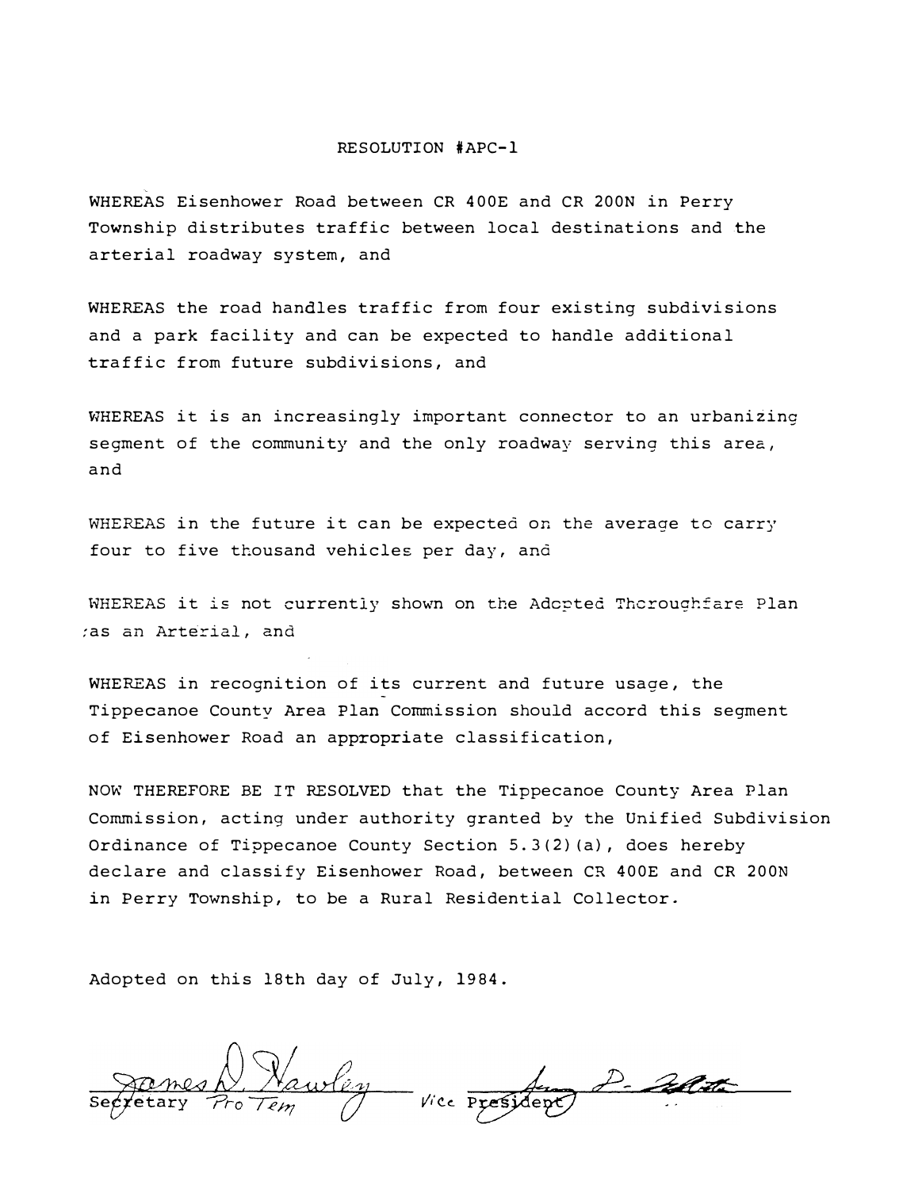# RESOLUTION #APC-1

WHEREAS Eisenhower Road between CR 400E and CR 200N in Perry Township distributes traffic between local destinations and the arterial roadway system, and

WHEREAS the road handles traffic from four existing subdivisions and a park facility and can be expected to handle additional traffic from future subdivisions, and

WHEREAS it is an increasingly important connector to an urbanizing segment of the community and the only roadway serving this area, and

WHEREAS in the future it can be expected on the average to carry four to five thousand vehicles per day, and

WHEREAS it is not currently shown on the Adopted Thoroughfare Plan as an Arterial, and

WHEREAS in recognition of its current and future usage, the Tippecanoe County Area Plan Commission should accord this segment of Eisenhower Road an appropriate classification,

NOW THEREFORE BE IT RESOLVED that the Tippecanoe County Area Plan Commission, acting under authority granted by the Unified Subdivision Ordinance of Tippecanoe County Section 5.3(2)(a), does hereby declare and classify Eisenhower Road, between CR 400E and CR 200N in Perry Township, to be a Rural Residential Collector.

Adopted on this 18th day of July, 1984.

James D. Hawley
Secretary Pro Tem

Vice President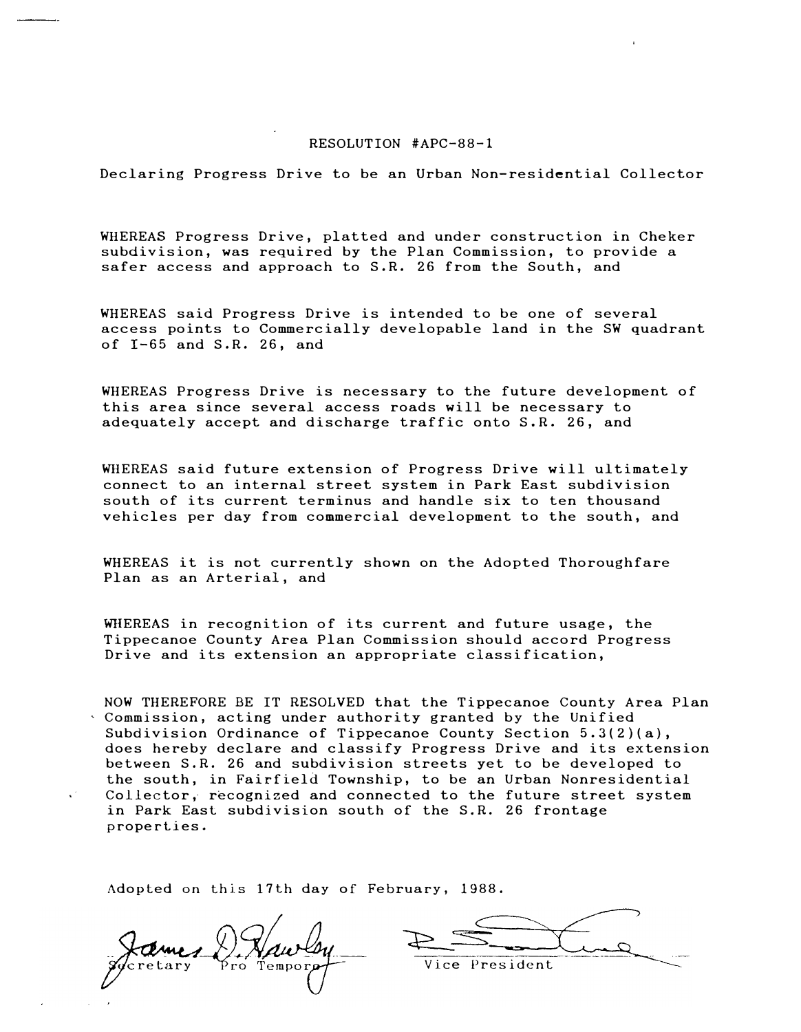# RESOLUTION #APC-88-1

Declaring Progress Drive to be an Urban Non-residential Collector

WHEREAS Progress Drive, platted and under construction in Cheker subdivision, was required by the Plan Commission, to provide a safer access and approach to S.R. 26 from the South, and

WHEREAS said Progress Drive is intended to be one of several access points to Commercially developable land in the SW quadrant of I-65 and S.R. 26, and

WHEREAS Progress Drive is necessary to the future development of this area since several access roads will be necessary to adequately accept and discharge traffic onto S.R. 26, and

WHEREAS said future extension of Progress Drive will ultimately connect to an internal street system in Park East subdivision south of its current terminus and handle six to ten thousand vehicles per day from commercial development to the south, and

WHEREAS it is not currently shown on the Adopted Thoroughfare Plan as an Arterial, and

WHEREAS in recognition of its current and future usage, the Tippecanoe County Area Plan Commission should accord Progress Drive and its extension an appropriate classification,

NOW THEREFORE BE IT RESOLVED that the Tippecanoe County Area Plan Commission, acting under authority granted by the Unified Subdivision Ordinance of Tippecanoe County Section 5.3(2)(a), does hereby declare and classify Progress Drive and its extension between S.R. 26 and subdivision streets yet to be developed to the south, in Fairfield Township, to be an Urban Nonresidential Collector, recognized and connected to the future street system in Park East subdivision south of the S.R. 26 frontage properties.

Adopted on this 17th day of February, 1988.

James D. Hawley
Secretary Pro Tempore

Vice President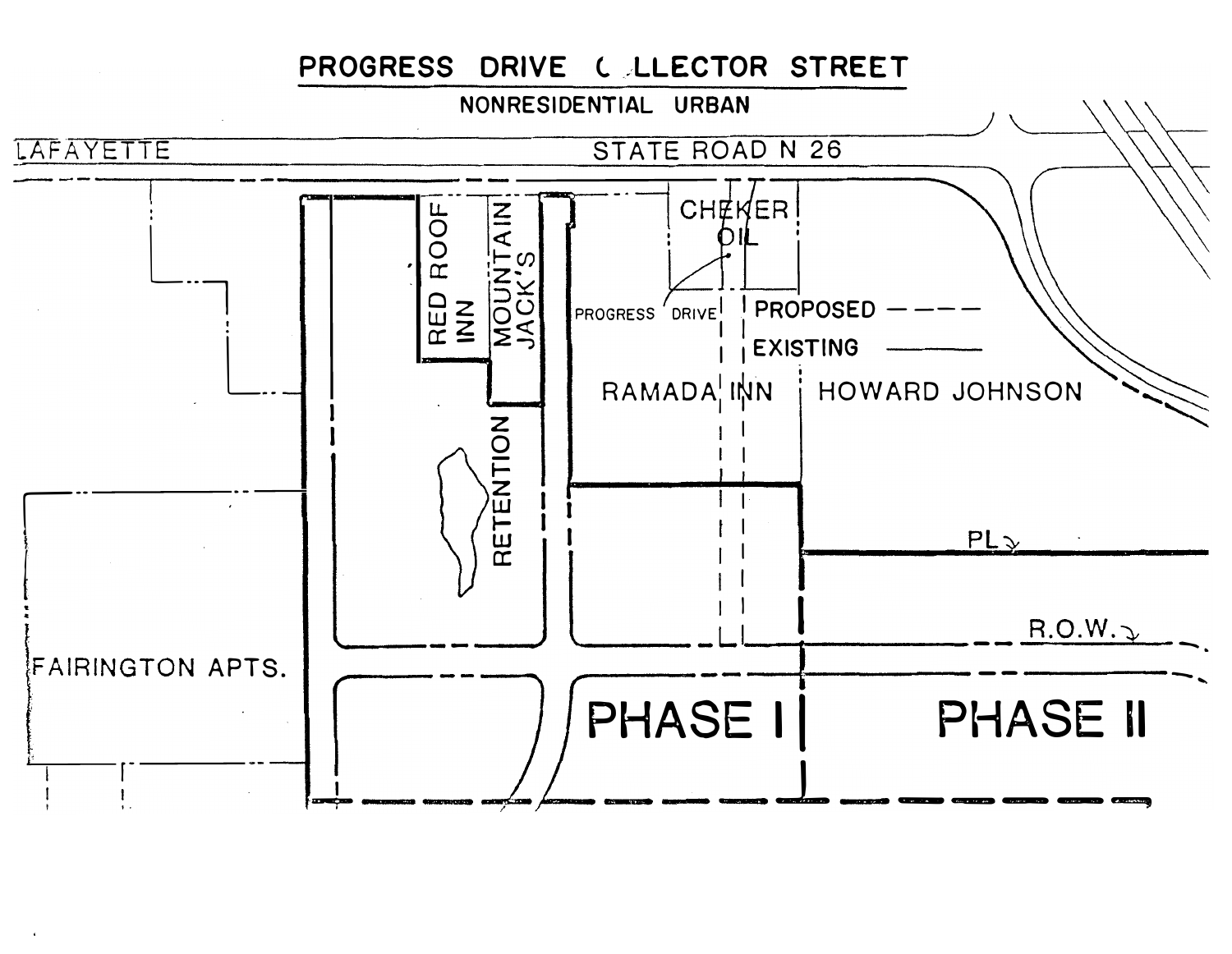# PROGRESS DRIVE COLLECTOR STREET

NONRESIDENTIAL URBAN

LAFAYETTE

STATE ROAD N 26

CHEKER OIL

RED ROOF INN

MOUNTAIN JACK'S

PROGRESS DRIVE

PROPOSED - - - -

EXISTING ————

RAMADA INN

HOWARD JOHNSON

RETENTION

PL

R.O.W.

FAIRINGTON APTS.

PHASE I

PHASE II